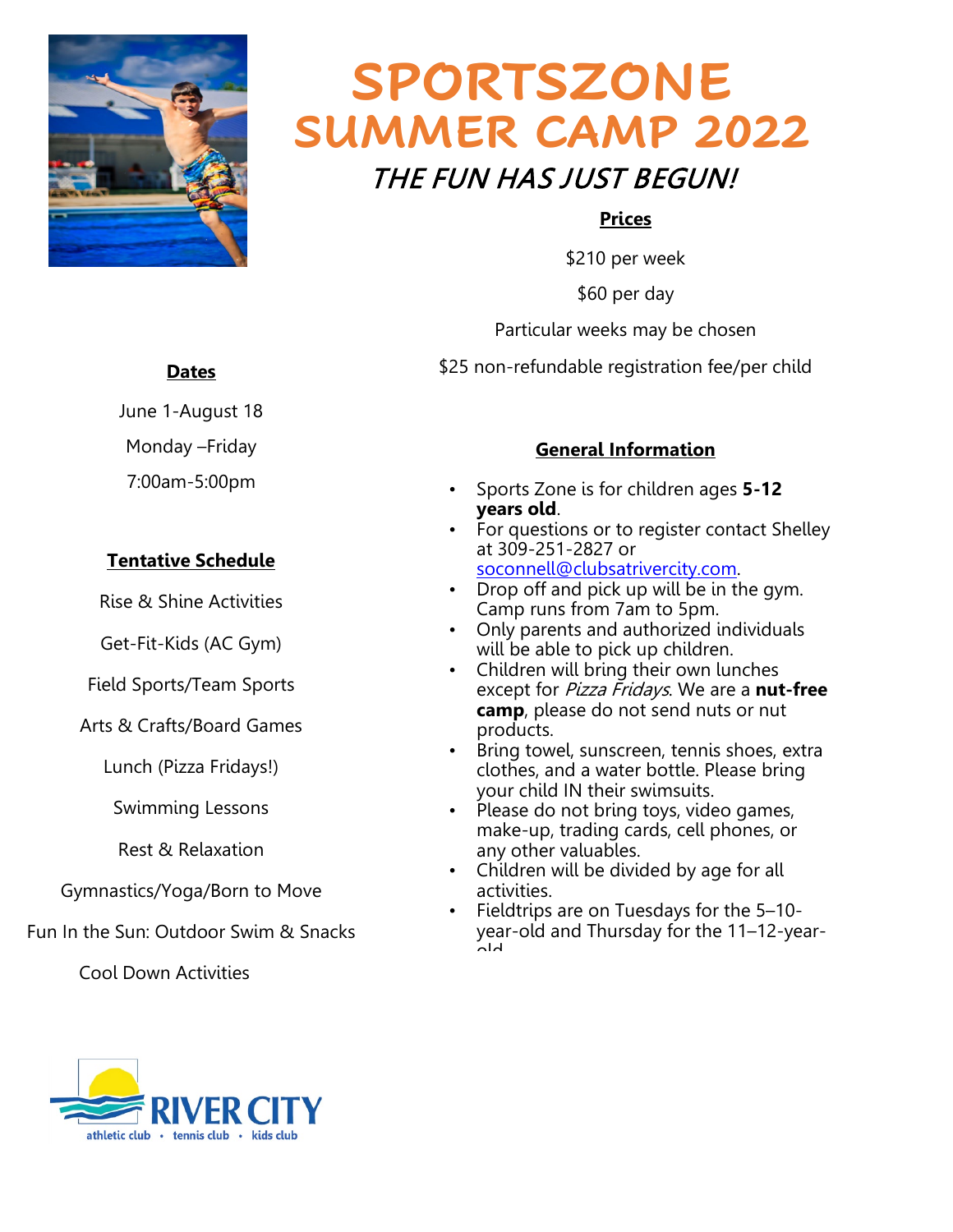# SPORTSZONE SUMMER CAMP 2022

## *THE FUN HAS JUST BEGUN!*

**Prices**

$210 per week

$60 per day

Particular weeks may be chosen

$25 non-refundable registration fee/per child

**Dates**

June 1-August 18

Monday –Friday

7:00am-5:00pm

**Tentative Schedule**

Rise & Shine Activities

Get-Fit-Kids (AC Gym)

Field Sports/Team Sports

Arts & Crafts/Board Games

Lunch (Pizza Fridays!)

Swimming Lessons

Rest & Relaxation

Gymnastics/Yoga/Born to Move

Fun In the Sun: Outdoor Swim & Snacks

Cool Down Activities

**General Information**

- Sports Zone is for children ages **5-12 years old**.
- For questions or to register contact Shelley at 309-251-2827 or soconnell@clubsatrivercity.com.
- Drop off and pick up will be in the gym. Camp runs from 7am to 5pm.
- Only parents and authorized individuals will be able to pick up children.
- Children will bring their own lunches except for *Pizza Fridays*. We are a **nut-free camp**, please do not send nuts or nut products.
- Bring towel, sunscreen, tennis shoes, extra clothes, and a water bottle. Please bring your child IN their swimsuits.
- Please do not bring toys, video games, make-up, trading cards, cell phones, or any other valuables.
- Children will be divided by age for all activities.
- Fieldtrips are on Tuesdays for the 5–10-year-old and Thursday for the 11–12-year-old

RIVER CITY

athletic club • tennis club • kids club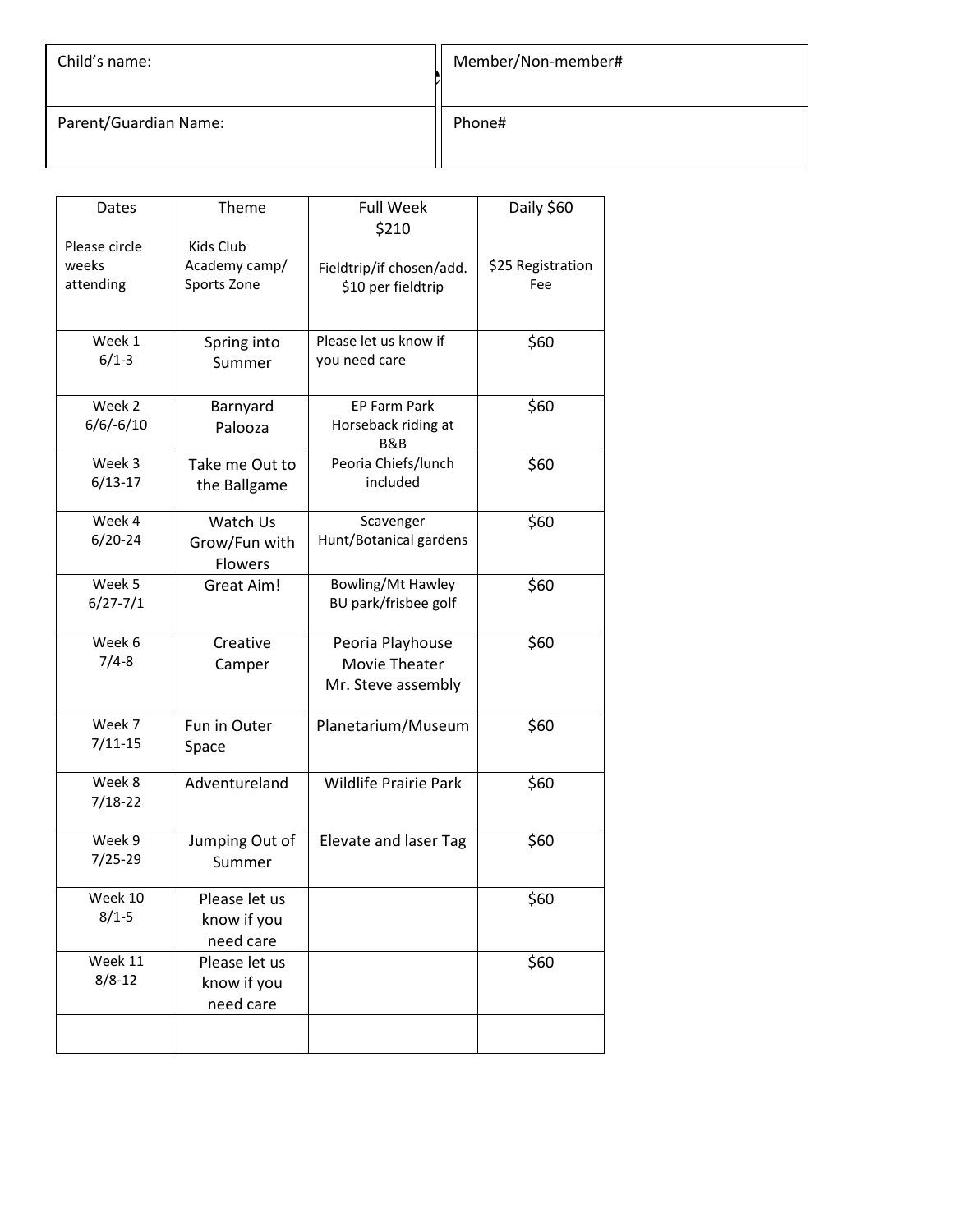| Child's name: | Member/Non-member# |
|---|---|
| Parent/Guardian Name: | Phone# |

| Dates<br><br>Please circle weeks attending | Theme<br><br>Kids Club Academy camp/ Sports Zone | Full Week $210<br><br>Fieldtrip/if chosen/add. $10 per fieldtrip | Daily $60<br><br>$25 Registration Fee |
|---|---|---|---|
| Week 1 6/1-3 | Spring into Summer | Please let us know if you need care | $60 |
| Week 2 6/6/-6/10 | Barnyard Palooza | EP Farm Park Horseback riding at B&B | $60 |
| Week 3 6/13-17 | Take me Out to the Ballgame | Peoria Chiefs/lunch included | $60 |
| Week 4 6/20-24 | Watch Us Grow/Fun with Flowers | Scavenger Hunt/Botanical gardens | $60 |
| Week 5 6/27-7/1 | Great Aim! | Bowling/Mt Hawley BU park/frisbee golf | $60 |
| Week 6 7/4-8 | Creative Camper | Peoria Playhouse Movie Theater Mr. Steve assembly | $60 |
| Week 7 7/11-15 | Fun in Outer Space | Planetarium/Museum | $60 |
| Week 8 7/18-22 | Adventureland | Wildlife Prairie Park | $60 |
| Week 9 7/25-29 | Jumping Out of Summer | Elevate and laser Tag | $60 |
| Week 10 8/1-5 | Please let us know if you need care | | $60 |
| Week 11 8/8-12 | Please let us know if you need care | | $60 |
| | | | |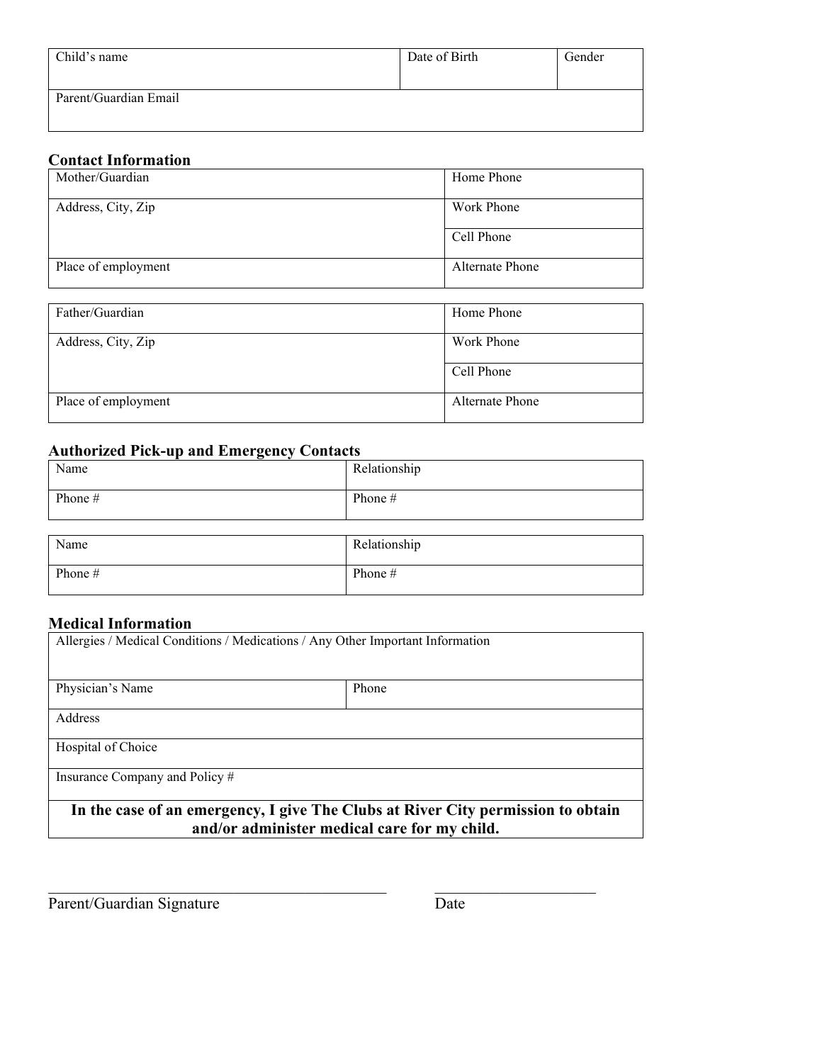| Child's name | Date of Birth | Gender |
|---|---|---|
| Parent/Guardian Email | | |

## Contact Information

| Mother/Guardian | Home Phone |
|---|---|
| Address, City, Zip | Work Phone |
| | Cell Phone |
| Place of employment | Alternate Phone |

| Father/Guardian | Home Phone |
|---|---|
| Address, City, Zip | Work Phone |
| | Cell Phone |
| Place of employment | Alternate Phone |

## Authorized Pick-up and Emergency Contacts

| Name | Relationship |
|---|---|
| Phone # | Phone # |

| Name | Relationship |
|---|---|
| Phone # | Phone # |

## Medical Information

| Allergies / Medical Conditions / Medications / Any Other Important Information | |
|---|---|
| Physician's Name | Phone |
| Address | |
| Hospital of Choice | |
| Insurance Company and Policy # | |
| **In the case of an emergency, I give The Clubs at River City permission to obtain and/or administer medical care for my child.** | |

\_\_\_\_\_\_\_\_\_\_\_\_\_\_\_\_\_\_\_\_\_\_\_\_\_\_\_\_\_\_\_\_\_\_\_\_\_\_\_\_ \_\_\_\_\_\_\_\_\_\_\_\_\_\_\_\_\_\_\_\_

Parent/Guardian Signature Date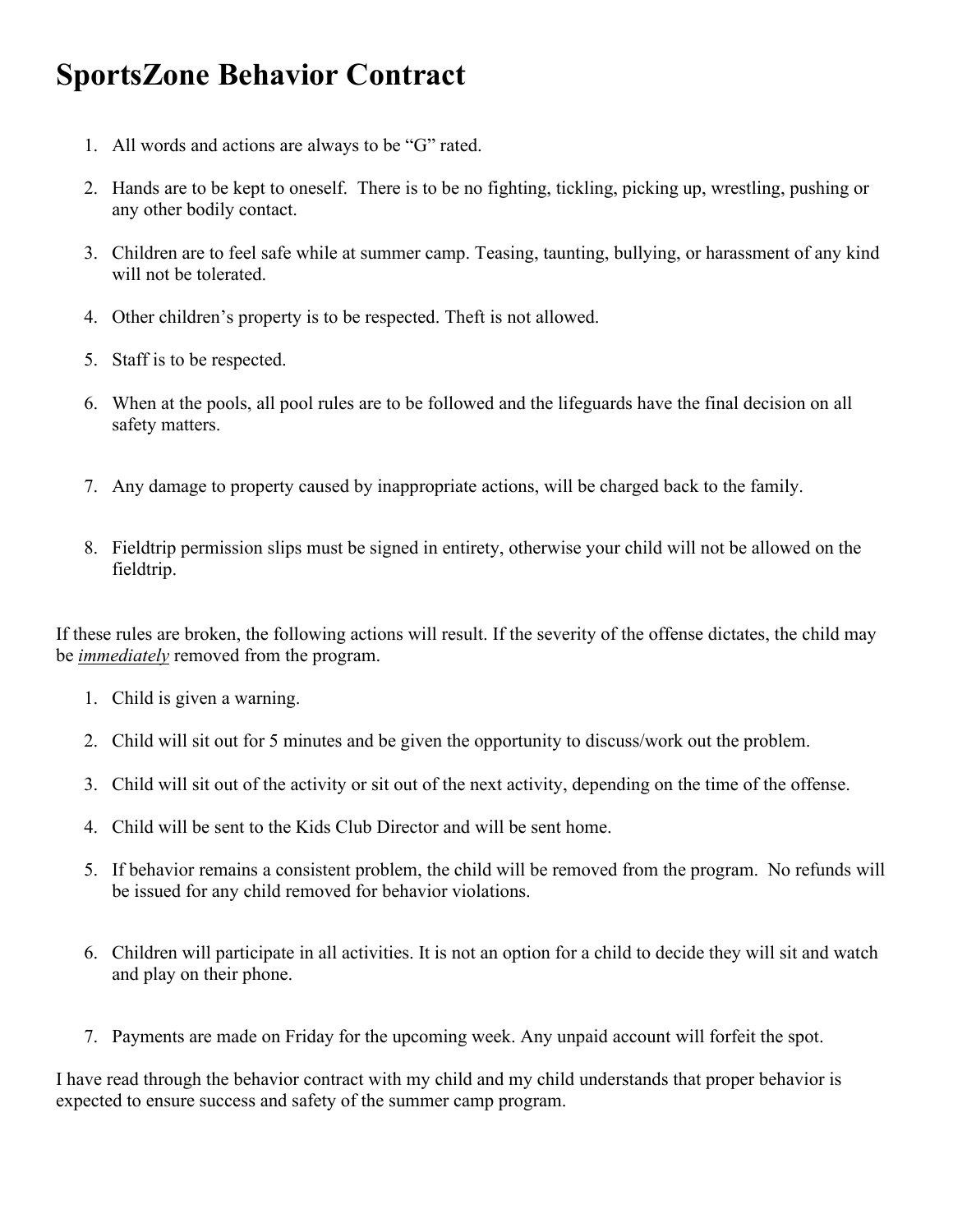# SportsZone Behavior Contract

1. All words and actions are always to be "G" rated.
2. Hands are to be kept to oneself. There is to be no fighting, tickling, picking up, wrestling, pushing or any other bodily contact.
3. Children are to feel safe while at summer camp. Teasing, taunting, bullying, or harassment of any kind will not be tolerated.
4. Other children's property is to be respected. Theft is not allowed.
5. Staff is to be respected.
6. When at the pools, all pool rules are to be followed and the lifeguards have the final decision on all safety matters.
7. Any damage to property caused by inappropriate actions, will be charged back to the family.
8. Fieldtrip permission slips must be signed in entirety, otherwise your child will not be allowed on the fieldtrip.

If these rules are broken, the following actions will result. If the severity of the offense dictates, the child may be <u>***immediately***</u> removed from the program.

1. Child is given a warning.
2. Child will sit out for 5 minutes and be given the opportunity to discuss/work out the problem.
3. Child will sit out of the activity or sit out of the next activity, depending on the time of the offense.
4. Child will be sent to the Kids Club Director and will be sent home.
5. If behavior remains a consistent problem, the child will be removed from the program. No refunds will be issued for any child removed for behavior violations.
6. Children will participate in all activities. It is not an option for a child to decide they will sit and watch and play on their phone.
7. Payments are made on Friday for the upcoming week. Any unpaid account will forfeit the spot.

I have read through the behavior contract with my child and my child understands that proper behavior is expected to ensure success and safety of the summer camp program.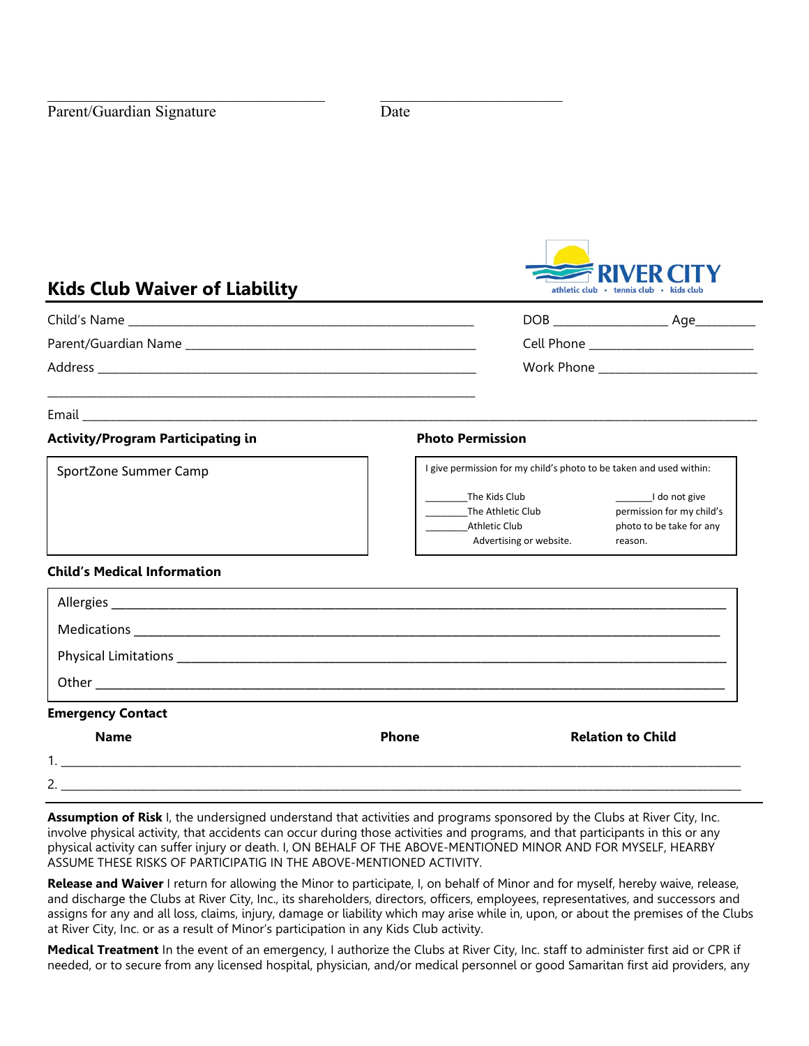\_\_\_\_\_\_\_\_\_\_\_\_\_\_\_\_\_\_\_\_\_\_\_\_\_\_\_\_\_\_\_\_ \_\_\_\_\_\_\_\_\_\_\_\_\_\_\_\_\_\_\_\_\_\_

Parent/Guardian Signature Date

RIVER CITY
athletic club • tennis club • kids club

## Kids Club Waiver of Liability

Child's Name \_\_\_\_\_\_\_\_\_\_\_\_\_\_\_\_\_\_\_\_\_\_\_\_\_\_\_\_\_\_\_\_\_\_\_\_\_\_\_\_ DOB \_\_\_\_\_\_\_\_\_\_\_\_\_\_\_ Age\_\_\_\_\_\_\_\_

Parent/Guardian Name \_\_\_\_\_\_\_\_\_\_\_\_\_\_\_\_\_\_\_\_\_\_\_\_\_\_\_\_\_\_\_\_\_\_\_\_ Cell Phone \_\_\_\_\_\_\_\_\_\_\_\_\_\_\_\_\_\_\_\_\_\_

Address \_\_\_\_\_\_\_\_\_\_\_\_\_\_\_\_\_\_\_\_\_\_\_\_\_\_\_\_\_\_\_\_\_\_\_\_\_\_\_\_\_\_\_\_\_\_\_\_ Work Phone \_\_\_\_\_\_\_\_\_\_\_\_\_\_\_\_\_\_\_\_\_\_

\_\_\_\_\_\_\_\_\_\_\_\_\_\_\_\_\_\_\_\_\_\_\_\_\_\_\_\_\_\_\_\_\_\_\_\_\_\_\_\_\_\_\_\_\_\_\_\_\_\_\_\_\_\_\_\_

Email \_\_\_\_\_\_\_\_\_\_\_\_\_\_\_\_\_\_\_\_\_\_\_\_\_\_\_\_\_\_\_\_\_\_\_\_\_\_\_\_\_\_\_\_\_\_\_\_\_\_\_\_\_\_\_\_\_\_\_\_\_\_\_\_\_\_\_\_\_\_\_\_\_\_\_\_\_\_\_\_\_\_

**Activity/Program Participating in**

SportZone Summer Camp

**Photo Permission**

I give permission for my child's photo to be taken and used within:

\_\_\_\_\_\_\_\_The Kids Club
\_\_\_\_\_\_\_\_The Athletic Club
\_\_\_\_\_\_\_\_Athletic Club Advertising or website.

\_\_\_\_\_\_\_I do not give permission for my child's photo to be take for any reason.

**Child's Medical Information**

Allergies \_\_\_\_\_\_\_\_\_\_\_\_\_\_\_\_\_\_\_\_\_\_\_\_\_\_\_\_\_\_\_\_\_\_\_\_\_\_\_\_\_\_\_\_\_\_\_\_\_\_\_\_\_\_\_\_\_\_\_\_\_\_\_\_\_\_\_\_\_\_

Medications \_\_\_\_\_\_\_\_\_\_\_\_\_\_\_\_\_\_\_\_\_\_\_\_\_\_\_\_\_\_\_\_\_\_\_\_\_\_\_\_\_\_\_\_\_\_\_\_\_\_\_\_\_\_\_\_\_\_\_\_\_\_\_\_\_\_

Physical Limitations \_\_\_\_\_\_\_\_\_\_\_\_\_\_\_\_\_\_\_\_\_\_\_\_\_\_\_\_\_\_\_\_\_\_\_\_\_\_\_\_\_\_\_\_\_\_\_\_\_\_\_\_\_\_\_\_\_\_\_\_

Other \_\_\_\_\_\_\_\_\_\_\_\_\_\_\_\_\_\_\_\_\_\_\_\_\_\_\_\_\_\_\_\_\_\_\_\_\_\_\_\_\_\_\_\_\_\_\_\_\_\_\_\_\_\_\_\_\_\_\_\_\_\_\_\_\_\_\_\_\_\_\_\_\_

**Emergency Contact**

| Name | Phone | Relation to Child |
|---|---|---|
| 1. | | |
| 2. | | |

**Assumption of Risk** I, the undersigned understand that activities and programs sponsored by the Clubs at River City, Inc. involve physical activity, that accidents can occur during those activities and programs, and that participants in this or any physical activity can suffer injury or death. I, ON BEHALF OF THE ABOVE-MENTIONED MINOR AND FOR MYSELF, HEARBY ASSUME THESE RISKS OF PARTICIPATIG IN THE ABOVE-MENTIONED ACTIVITY.

**Release and Waiver** I return for allowing the Minor to participate, I, on behalf of Minor and for myself, hereby waive, release, and discharge the Clubs at River City, Inc., its shareholders, directors, officers, employees, representatives, and successors and assigns for any and all loss, claims, injury, damage or liability which may arise while in, upon, or about the premises of the Clubs at River City, Inc. or as a result of Minor's participation in any Kids Club activity.

**Medical Treatment** In the event of an emergency, I authorize the Clubs at River City, Inc. staff to administer first aid or CPR if needed, or to secure from any licensed hospital, physician, and/or medical personnel or good Samaritan first aid providers, any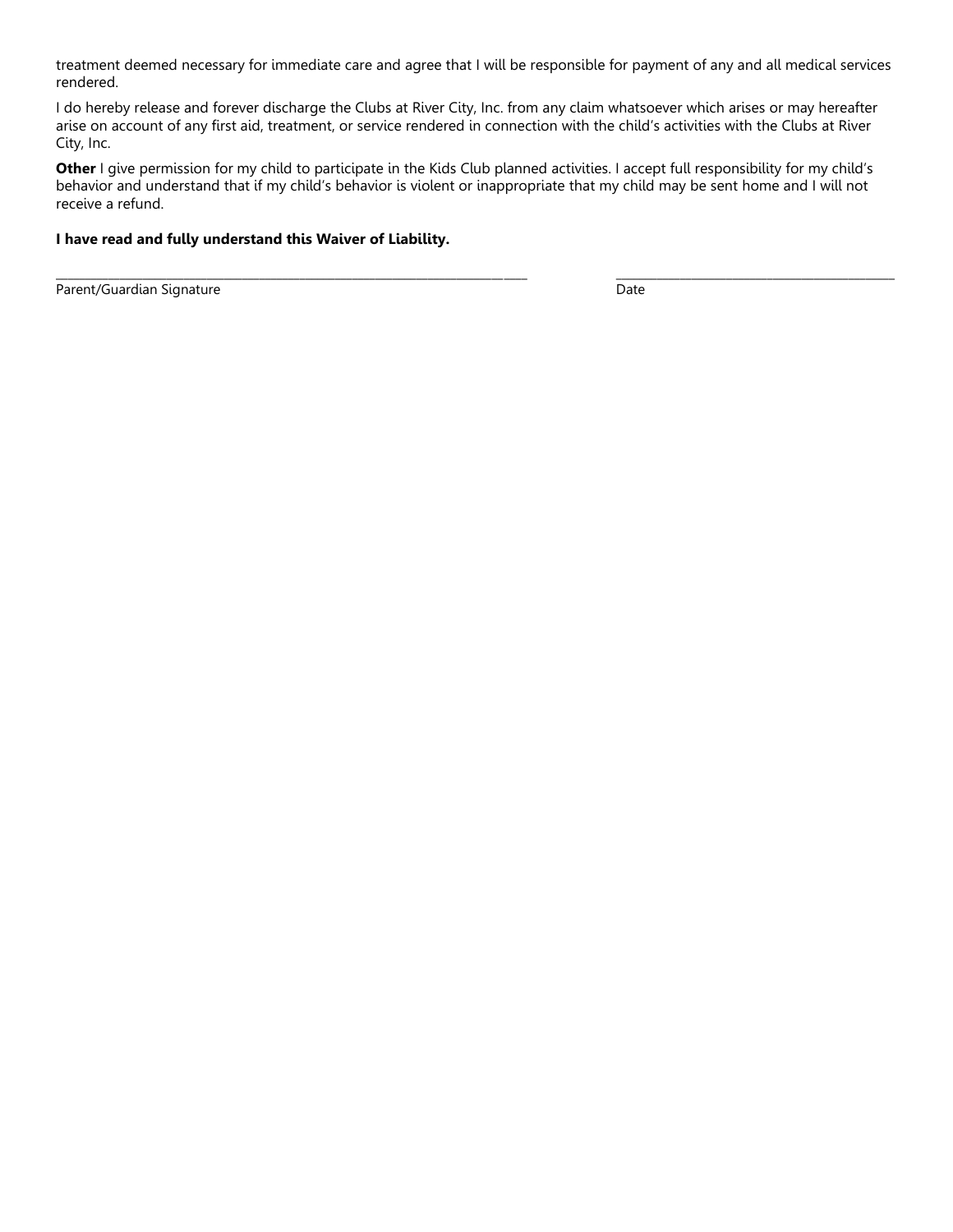treatment deemed necessary for immediate care and agree that I will be responsible for payment of any and all medical services rendered.

I do hereby release and forever discharge the Clubs at River City, Inc. from any claim whatsoever which arises or may hereafter arise on account of any first aid, treatment, or service rendered in connection with the child's activities with the Clubs at River City, Inc.

**Other** I give permission for my child to participate in the Kids Club planned activities. I accept full responsibility for my child's behavior and understand that if my child's behavior is violent or inappropriate that my child may be sent home and I will not receive a refund.

**I have read and fully understand this Waiver of Liability.**

\_\_\_\_\_\_\_\_\_\_\_\_\_\_\_\_\_\_\_\_\_\_\_\_\_\_\_\_\_\_\_\_\_\_\_\_\_\_\_\_\_\_\_\_\_\_\_\_ \_\_\_\_\_\_\_\_\_\_\_\_\_\_\_\_\_\_\_\_\_\_\_\_\_\_\_\_\_\_

Parent/Guardian Signature Date